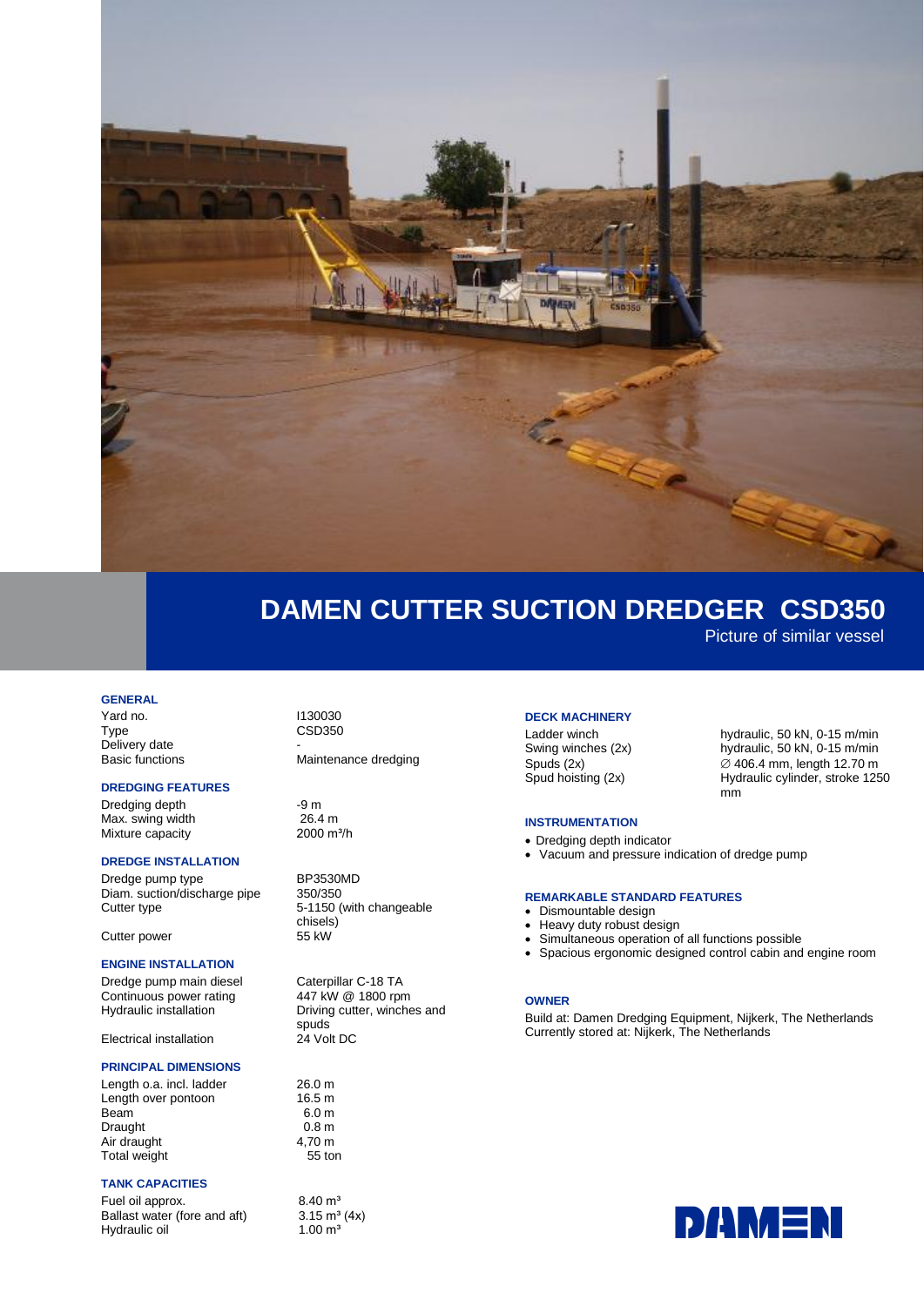# DAMEN CUTTER SUCTION DREDGER CSD350

Picture of similar vessel

## GENERAL

| | |
|---|---|
| Yard no. | I130030 |
| Type | CSD350 |
| Delivery date | - |
| Basic functions | Maintenance dredging |

## DREDGING FEATURES

| | |
|---|---|
| Dredging depth | -9 m |
| Max. swing width | 26.4 m |
| Mixture capacity | 2000 m³/h |

## DREDGE INSTALLATION

| | |
|---|---|
| Dredge pump type | BP3530MD |
| Diam. suction/discharge pipe | 350/350 |
| Cutter type | 5-1150 (with changeable chisels) |
| Cutter power | 55 kW |

## ENGINE INSTALLATION

| | |
|---|---|
| Dredge pump main diesel | Caterpillar C-18 TA |
| Continuous power rating | 447 kW @ 1800 rpm |
| Hydraulic installation | Driving cutter, winches and spuds |
| Electrical installation | 24 Volt DC |

## PRINCIPAL DIMENSIONS

| | |
|---|---|
| Length o.a. incl. ladder | 26.0 m |
| Length over pontoon | 16.5 m |
| Beam | 6.0 m |
| Draught | 0.8 m |
| Air draught | 4,70 m |
| Total weight | 55 ton |

## TANK CAPACITIES

| | |
|---|---|
| Fuel oil approx. | 8.40 m³ |
| Ballast water (fore and aft) | 3.15 m³ (4x) |
| Hydraulic oil | 1.00 m³ |

## DECK MACHINERY

| | |
|---|---|
| Ladder winch | hydraulic, 50 kN, 0-15 m/min |
| Swing winches (2x) | hydraulic, 50 kN, 0-15 m/min |
| Spuds (2x) | ∅ 406.4 mm, length 12.70 m |
| Spud hoisting (2x) | Hydraulic cylinder, stroke 1250 mm |

## INSTRUMENTATION

- Dredging depth indicator
- Vacuum and pressure indication of dredge pump

## REMARKABLE STANDARD FEATURES

- Dismountable design
- Heavy duty robust design
- Simultaneous operation of all functions possible
- Spacious ergonomic designed control cabin and engine room

## OWNER

Build at: Damen Dredging Equipment, Nijkerk, The Netherlands
Currently stored at: Nijkerk, The Netherlands

DAMEN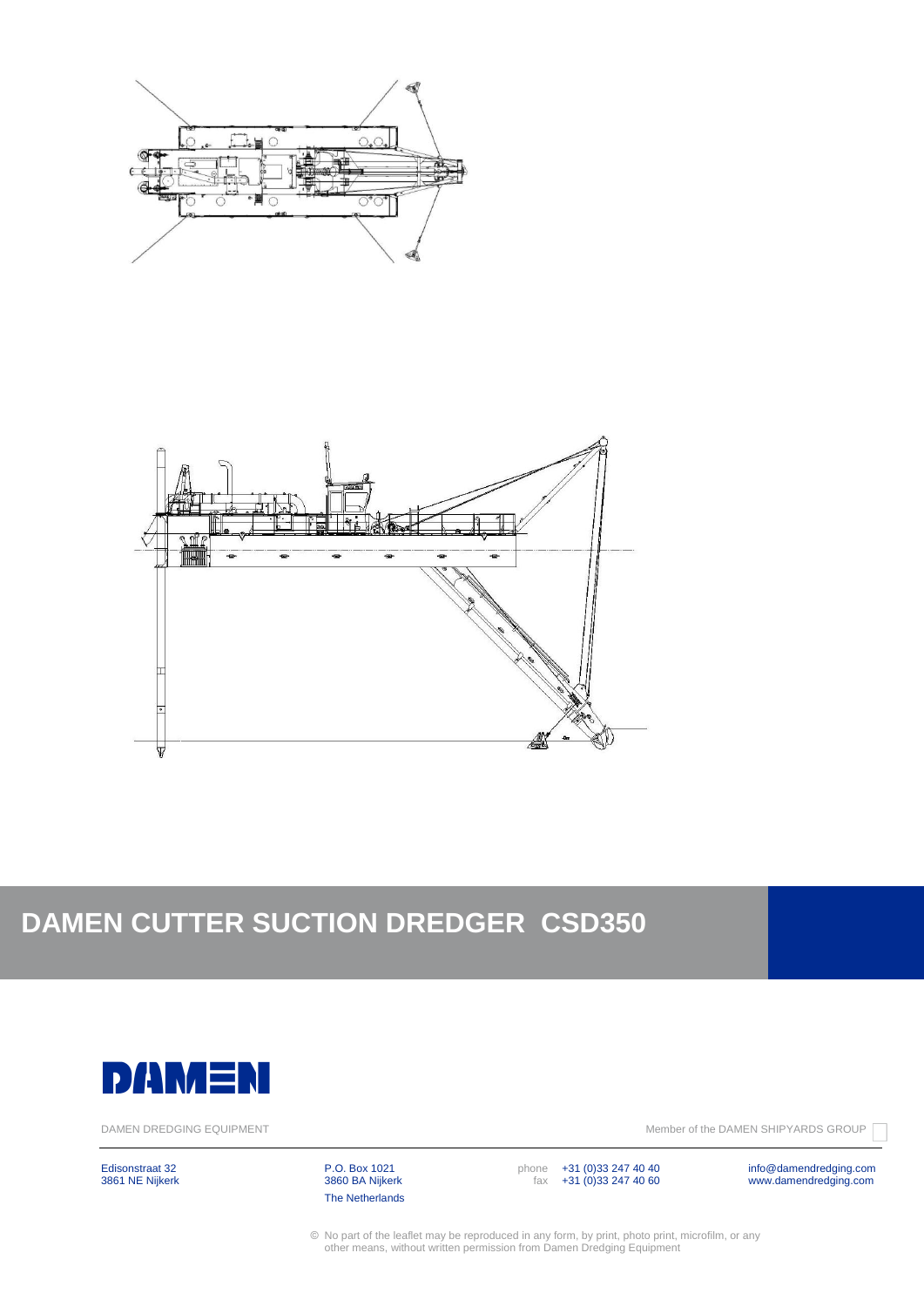# DAMEN CUTTER SUCTION DREDGER CSD350

DAMEN

DAMEN DREDGING EQUIPMENT

Member of the DAMEN SHIPYARDS GROUP

Edisonstraat 32
3861 NE Nijkerk

P.O. Box 1021
3860 BA Nijkerk
The Netherlands

phone +31 (0)33 247 40 40
fax +31 (0)33 247 40 60

info@damendredging.com
www.damendredging.com

© No part of the leaflet may be reproduced in any form, by print, photo print, microfilm, or any other means, without written permission from Damen Dredging Equipment